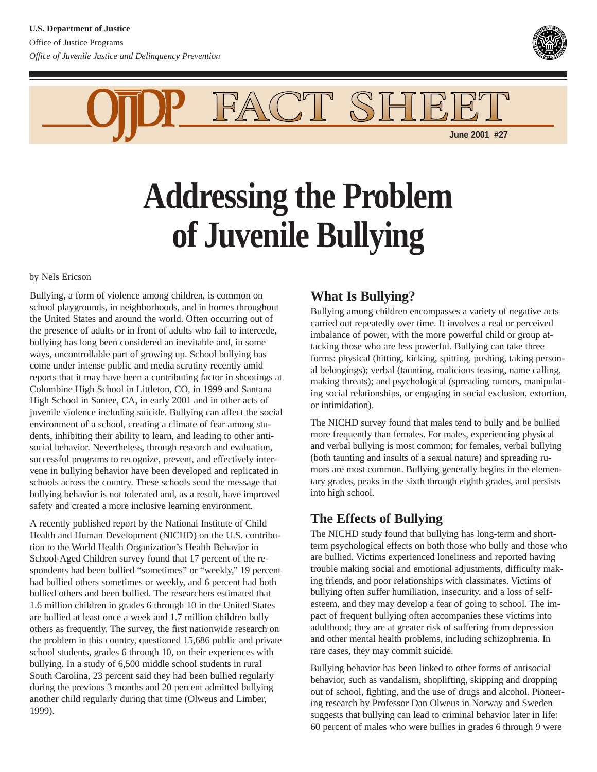**U.S. Department of Justice**
Office of Justice Programs
*Office of Juvenile Justice and Delinquency Prevention*

OJJDP FACT SHEET

June 2001 #27

# Addressing the Problem of Juvenile Bullying

by Nels Ericson

Bullying, a form of violence among children, is common on school playgrounds, in neighborhoods, and in homes throughout the United States and around the world. Often occurring out of the presence of adults or in front of adults who fail to intercede, bullying has long been considered an inevitable and, in some ways, uncontrollable part of growing up. School bullying has come under intense public and media scrutiny recently amid reports that it may have been a contributing factor in shootings at Columbine High School in Littleton, CO, in 1999 and Santana High School in Santee, CA, in early 2001 and in other acts of juvenile violence including suicide. Bullying can affect the social environment of a school, creating a climate of fear among students, inhibiting their ability to learn, and leading to other antisocial behavior. Nevertheless, through research and evaluation, successful programs to recognize, prevent, and effectively intervene in bullying behavior have been developed and replicated in schools across the country. These schools send the message that bullying behavior is not tolerated and, as a result, have improved safety and created a more inclusive learning environment.

A recently published report by the National Institute of Child Health and Human Development (NICHD) on the U.S. contribution to the World Health Organization's Health Behavior in School-Aged Children survey found that 17 percent of the respondents had been bullied "sometimes" or "weekly," 19 percent had bullied others sometimes or weekly, and 6 percent had both bullied others and been bullied. The researchers estimated that 1.6 million children in grades 6 through 10 in the United States are bullied at least once a week and 1.7 million children bully others as frequently. The survey, the first nationwide research on the problem in this country, questioned 15,686 public and private school students, grades 6 through 10, on their experiences with bullying. In a study of 6,500 middle school students in rural South Carolina, 23 percent said they had been bullied regularly during the previous 3 months and 20 percent admitted bullying another child regularly during that time (Olweus and Limber, 1999).

## What Is Bullying?

Bullying among children encompasses a variety of negative acts carried out repeatedly over time. It involves a real or perceived imbalance of power, with the more powerful child or group attacking those who are less powerful. Bullying can take three forms: physical (hitting, kicking, spitting, pushing, taking personal belongings); verbal (taunting, malicious teasing, name calling, making threats); and psychological (spreading rumors, manipulating social relationships, or engaging in social exclusion, extortion, or intimidation).

The NICHD survey found that males tend to bully and be bullied more frequently than females. For males, experiencing physical and verbal bullying is most common; for females, verbal bullying (both taunting and insults of a sexual nature) and spreading rumors are most common. Bullying generally begins in the elementary grades, peaks in the sixth through eighth grades, and persists into high school.

## The Effects of Bullying

The NICHD study found that bullying has long-term and short-term psychological effects on both those who bully and those who are bullied. Victims experienced loneliness and reported having trouble making social and emotional adjustments, difficulty making friends, and poor relationships with classmates. Victims of bullying often suffer humiliation, insecurity, and a loss of self-esteem, and they may develop a fear of going to school. The impact of frequent bullying often accompanies these victims into adulthood; they are at greater risk of suffering from depression and other mental health problems, including schizophrenia. In rare cases, they may commit suicide.

Bullying behavior has been linked to other forms of antisocial behavior, such as vandalism, shoplifting, skipping and dropping out of school, fighting, and the use of drugs and alcohol. Pioneering research by Professor Dan Olweus in Norway and Sweden suggests that bullying can lead to criminal behavior later in life: 60 percent of males who were bullies in grades 6 through 9 were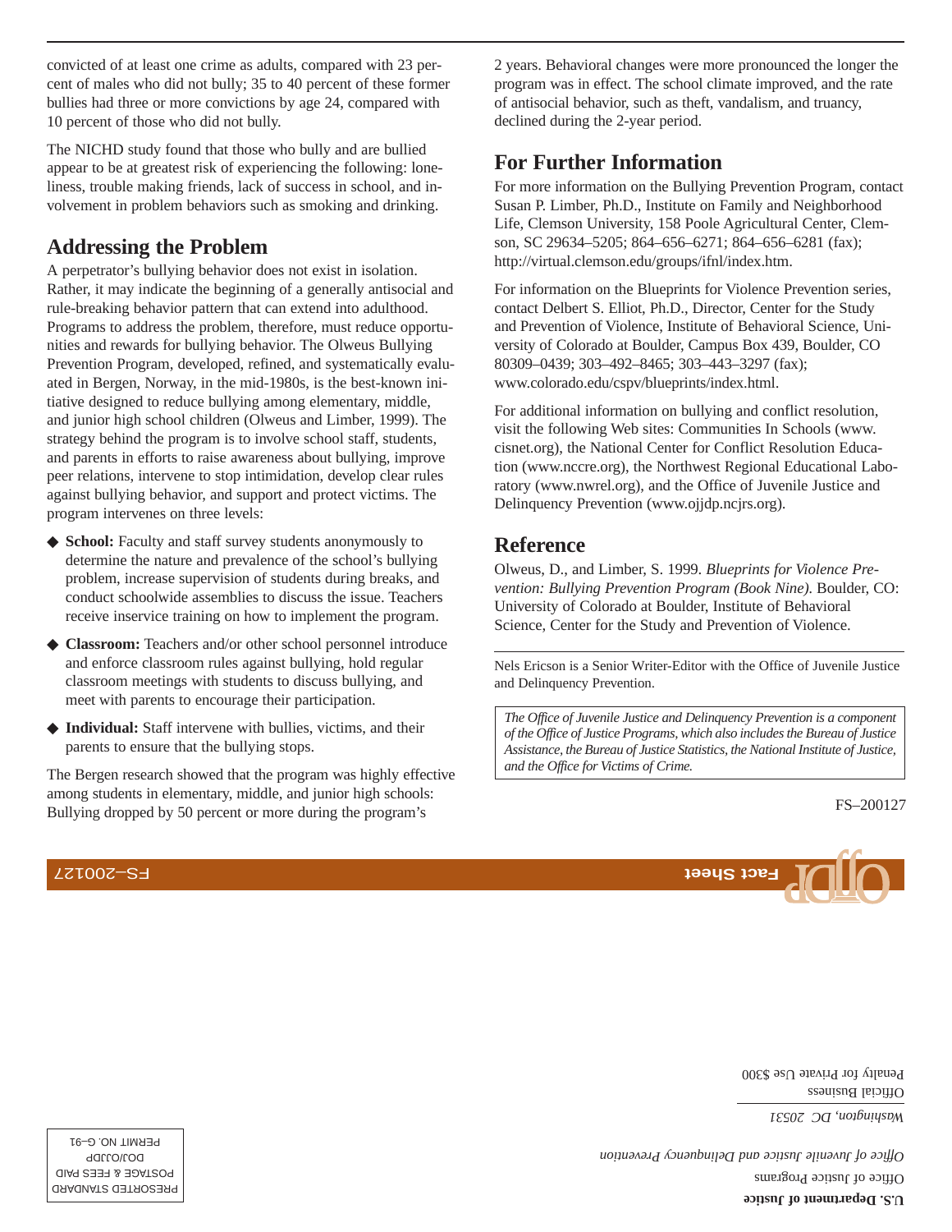convicted of at least one crime as adults, compared with 23 percent of males who did not bully; 35 to 40 percent of these former bullies had three or more convictions by age 24, compared with 10 percent of those who did not bully.

The NICHD study found that those who bully and are bullied appear to be at greatest risk of experiencing the following: loneliness, trouble making friends, lack of success in school, and involvement in problem behaviors such as smoking and drinking.

## Addressing the Problem

A perpetrator's bullying behavior does not exist in isolation. Rather, it may indicate the beginning of a generally antisocial and rule-breaking behavior pattern that can extend into adulthood. Programs to address the problem, therefore, must reduce opportunities and rewards for bullying behavior. The Olweus Bullying Prevention Program, developed, refined, and systematically evaluated in Bergen, Norway, in the mid-1980s, is the best-known initiative designed to reduce bullying among elementary, middle, and junior high school children (Olweus and Limber, 1999). The strategy behind the program is to involve school staff, students, and parents in efforts to raise awareness about bullying, improve peer relations, intervene to stop intimidation, develop clear rules against bullying behavior, and support and protect victims. The program intervenes on three levels:

- **School:** Faculty and staff survey students anonymously to determine the nature and prevalence of the school's bullying problem, increase supervision of students during breaks, and conduct schoolwide assemblies to discuss the issue. Teachers receive inservice training on how to implement the program.
- **Classroom:** Teachers and/or other school personnel introduce and enforce classroom rules against bullying, hold regular classroom meetings with students to discuss bullying, and meet with parents to encourage their participation.
- **Individual:** Staff intervene with bullies, victims, and their parents to ensure that the bullying stops.

The Bergen research showed that the program was highly effective among students in elementary, middle, and junior high schools: Bullying dropped by 50 percent or more during the program's 2 years. Behavioral changes were more pronounced the longer the program was in effect. The school climate improved, and the rate of antisocial behavior, such as theft, vandalism, and truancy, declined during the 2-year period.

## For Further Information

For more information on the Bullying Prevention Program, contact Susan P. Limber, Ph.D., Institute on Family and Neighborhood Life, Clemson University, 158 Poole Agricultural Center, Clemson, SC 29634–5205; 864–656–6271; 864–656–6281 (fax); http://virtual.clemson.edu/groups/ifnl/index.htm.

For information on the Blueprints for Violence Prevention series, contact Delbert S. Elliot, Ph.D., Director, Center for the Study and Prevention of Violence, Institute of Behavioral Science, University of Colorado at Boulder, Campus Box 439, Boulder, CO 80309–0439; 303–492–8465; 303–443–3297 (fax); www.colorado.edu/cspv/blueprints/index.html.

For additional information on bullying and conflict resolution, visit the following Web sites: Communities In Schools (www.cisnet.org), the National Center for Conflict Resolution Education (www.nccre.org), the Northwest Regional Educational Laboratory (www.nwrel.org), and the Office of Juvenile Justice and Delinquency Prevention (www.ojjdp.ncjrs.org).

## Reference

Olweus, D., and Limber, S. 1999. *Blueprints for Violence Prevention: Bullying Prevention Program (Book Nine).* Boulder, CO: University of Colorado at Boulder, Institute of Behavioral Science, Center for the Study and Prevention of Violence.

---

Nels Ericson is a Senior Writer-Editor with the Office of Juvenile Justice and Delinquency Prevention.

*The Office of Juvenile Justice and Delinquency Prevention is a component of the Office of Justice Programs, which also includes the Bureau of Justice Assistance, the Bureau of Justice Statistics, the National Institute of Justice, and the Office for Victims of Crime.*

FS–200127

OJJDP **Fact Sheet** FS–200127

**U.S. Department of Justice**
Office of Justice Programs
*Office of Juvenile Justice and Delinquency Prevention*
*Washington, DC 20531*

Official Business
Penalty for Private Use $300

PRESORTED STANDARD
POSTAGE & FEES PAID
DOJ/OJJDP
PERMIT NO. G–91